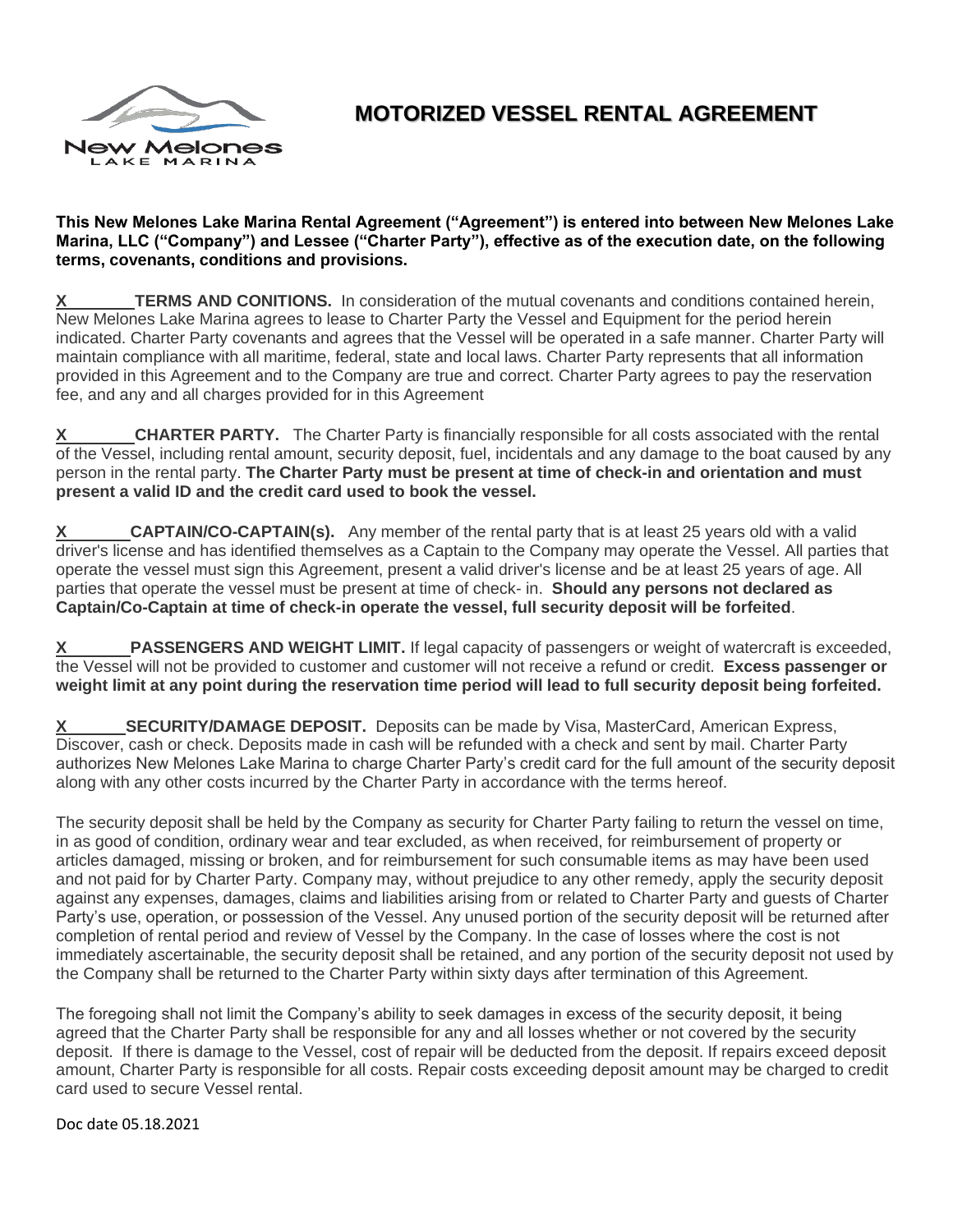# MOTORIZED VESSEL RENTAL AGREEMENT

**This New Melones Lake Marina Rental Agreement ("Agreement") is entered into between New Melones Lake Marina, LLC ("Company") and Lessee ("Charter Party"), effective as of the execution date, on the following terms, covenants, conditions and provisions.**

**X________TERMS AND CONITIONS.** In consideration of the mutual covenants and conditions contained herein, New Melones Lake Marina agrees to lease to Charter Party the Vessel and Equipment for the period herein indicated. Charter Party covenants and agrees that the Vessel will be operated in a safe manner. Charter Party will maintain compliance with all maritime, federal, state and local laws. Charter Party represents that all information provided in this Agreement and to the Company are true and correct. Charter Party agrees to pay the reservation fee, and any and all charges provided for in this Agreement

**X________CHARTER PARTY.** The Charter Party is financially responsible for all costs associated with the rental of the Vessel, including rental amount, security deposit, fuel, incidentals and any damage to the boat caused by any person in the rental party. **The Charter Party must be present at time of check-in and orientation and must present a valid ID and the credit card used to book the vessel.**

**X________CAPTAIN/CO-CAPTAIN(s).** Any member of the rental party that is at least 25 years old with a valid driver's license and has identified themselves as a Captain to the Company may operate the Vessel. All parties that operate the vessel must sign this Agreement, present a valid driver's license and be at least 25 years of age. All parties that operate the vessel must be present at time of check- in. **Should any persons not declared as Captain/Co-Captain at time of check-in operate the vessel, full security deposit will be forfeited**.

**X________PASSENGERS AND WEIGHT LIMIT.** If legal capacity of passengers or weight of watercraft is exceeded, the Vessel will not be provided to customer and customer will not receive a refund or credit. **Excess passenger or weight limit at any point during the reservation time period will lead to full security deposit being forfeited.**

**X________SECURITY/DAMAGE DEPOSIT.** Deposits can be made by Visa, MasterCard, American Express, Discover, cash or check. Deposits made in cash will be refunded with a check and sent by mail. Charter Party authorizes New Melones Lake Marina to charge Charter Party's credit card for the full amount of the security deposit along with any other costs incurred by the Charter Party in accordance with the terms hereof.

The security deposit shall be held by the Company as security for Charter Party failing to return the vessel on time, in as good of condition, ordinary wear and tear excluded, as when received, for reimbursement of property or articles damaged, missing or broken, and for reimbursement for such consumable items as may have been used and not paid for by Charter Party. Company may, without prejudice to any other remedy, apply the security deposit against any expenses, damages, claims and liabilities arising from or related to Charter Party and guests of Charter Party's use, operation, or possession of the Vessel. Any unused portion of the security deposit will be returned after completion of rental period and review of Vessel by the Company. In the case of losses where the cost is not immediately ascertainable, the security deposit shall be retained, and any portion of the security deposit not used by the Company shall be returned to the Charter Party within sixty days after termination of this Agreement.

The foregoing shall not limit the Company's ability to seek damages in excess of the security deposit, it being agreed that the Charter Party shall be responsible for any and all losses whether or not covered by the security deposit. If there is damage to the Vessel, cost of repair will be deducted from the deposit. If repairs exceed deposit amount, Charter Party is responsible for all costs. Repair costs exceeding deposit amount may be charged to credit card used to secure Vessel rental.

Doc date 05.18.2021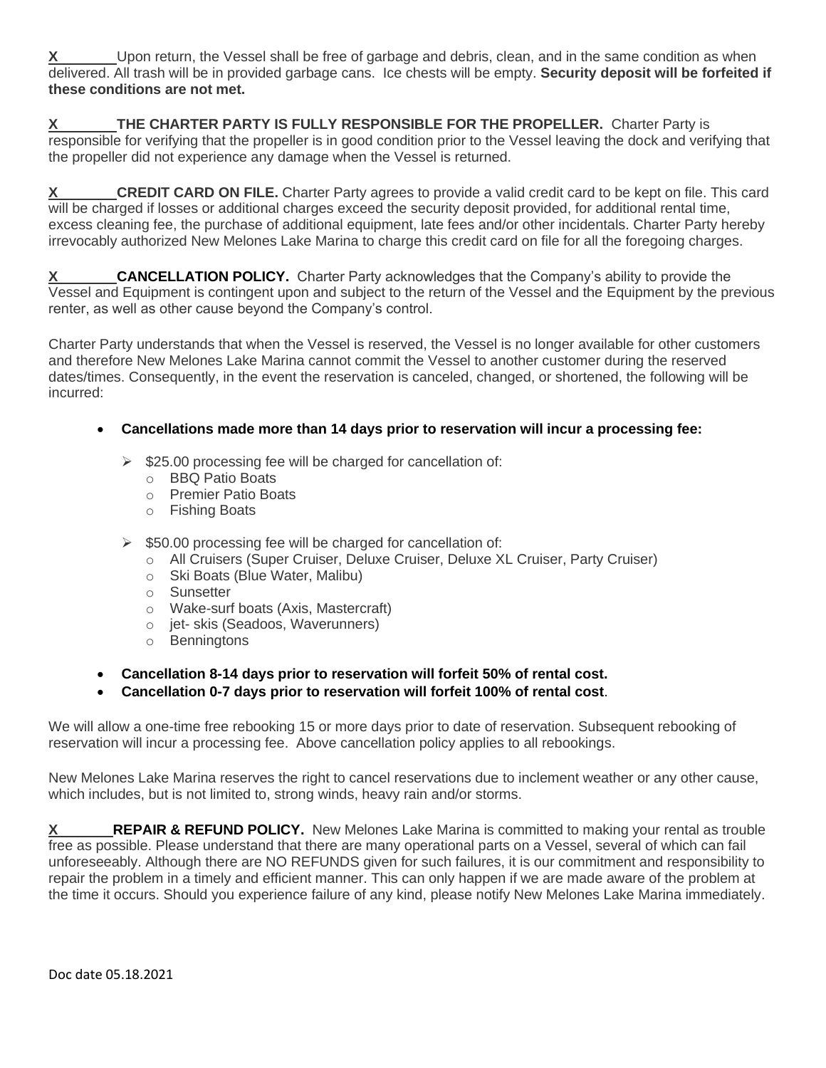**X\_\_\_\_\_\_\_\_** Upon return, the Vessel shall be free of garbage and debris, clean, and in the same condition as when delivered. All trash will be in provided garbage cans. Ice chests will be empty. **Security deposit will be forfeited if these conditions are not met.**

**X\_\_\_\_\_\_\_\_THE CHARTER PARTY IS FULLY RESPONSIBLE FOR THE PROPELLER.** Charter Party is responsible for verifying that the propeller is in good condition prior to the Vessel leaving the dock and verifying that the propeller did not experience any damage when the Vessel is returned.

**X\_\_\_\_\_\_\_\_CREDIT CARD ON FILE.** Charter Party agrees to provide a valid credit card to be kept on file. This card will be charged if losses or additional charges exceed the security deposit provided, for additional rental time, excess cleaning fee, the purchase of additional equipment, late fees and/or other incidentals. Charter Party hereby irrevocably authorized New Melones Lake Marina to charge this credit card on file for all the foregoing charges.

**X\_\_\_\_\_\_\_\_CANCELLATION POLICY.** Charter Party acknowledges that the Company's ability to provide the Vessel and Equipment is contingent upon and subject to the return of the Vessel and the Equipment by the previous renter, as well as other cause beyond the Company's control.

Charter Party understands that when the Vessel is reserved, the Vessel is no longer available for other customers and therefore New Melones Lake Marina cannot commit the Vessel to another customer during the reserved dates/times. Consequently, in the event the reservation is canceled, changed, or shortened, the following will be incurred:

- **Cancellations made more than 14 days prior to reservation will incur a processing fee:**
  - $25.00 processing fee will be charged for cancellation of:
    - BBQ Patio Boats
    - Premier Patio Boats
    - Fishing Boats
  - $50.00 processing fee will be charged for cancellation of:
    - All Cruisers (Super Cruiser, Deluxe Cruiser, Deluxe XL Cruiser, Party Cruiser)
    - Ski Boats (Blue Water, Malibu)
    - Sunsetter
    - Wake-surf boats (Axis, Mastercraft)
    - jet- skis (Seadoos, Waverunners)
    - Benningtons
- **Cancellation 8-14 days prior to reservation will forfeit 50% of rental cost.**
- **Cancellation 0-7 days prior to reservation will forfeit 100% of rental cost**.

We will allow a one-time free rebooking 15 or more days prior to date of reservation. Subsequent rebooking of reservation will incur a processing fee. Above cancellation policy applies to all rebookings.

New Melones Lake Marina reserves the right to cancel reservations due to inclement weather or any other cause, which includes, but is not limited to, strong winds, heavy rain and/or storms.

**X\_\_\_\_\_\_\_\_REPAIR & REFUND POLICY.** New Melones Lake Marina is committed to making your rental as trouble free as possible. Please understand that there are many operational parts on a Vessel, several of which can fail unforeseeably. Although there are NO REFUNDS given for such failures, it is our commitment and responsibility to repair the problem in a timely and efficient manner. This can only happen if we are made aware of the problem at the time it occurs. Should you experience failure of any kind, please notify New Melones Lake Marina immediately.

Doc date 05.18.2021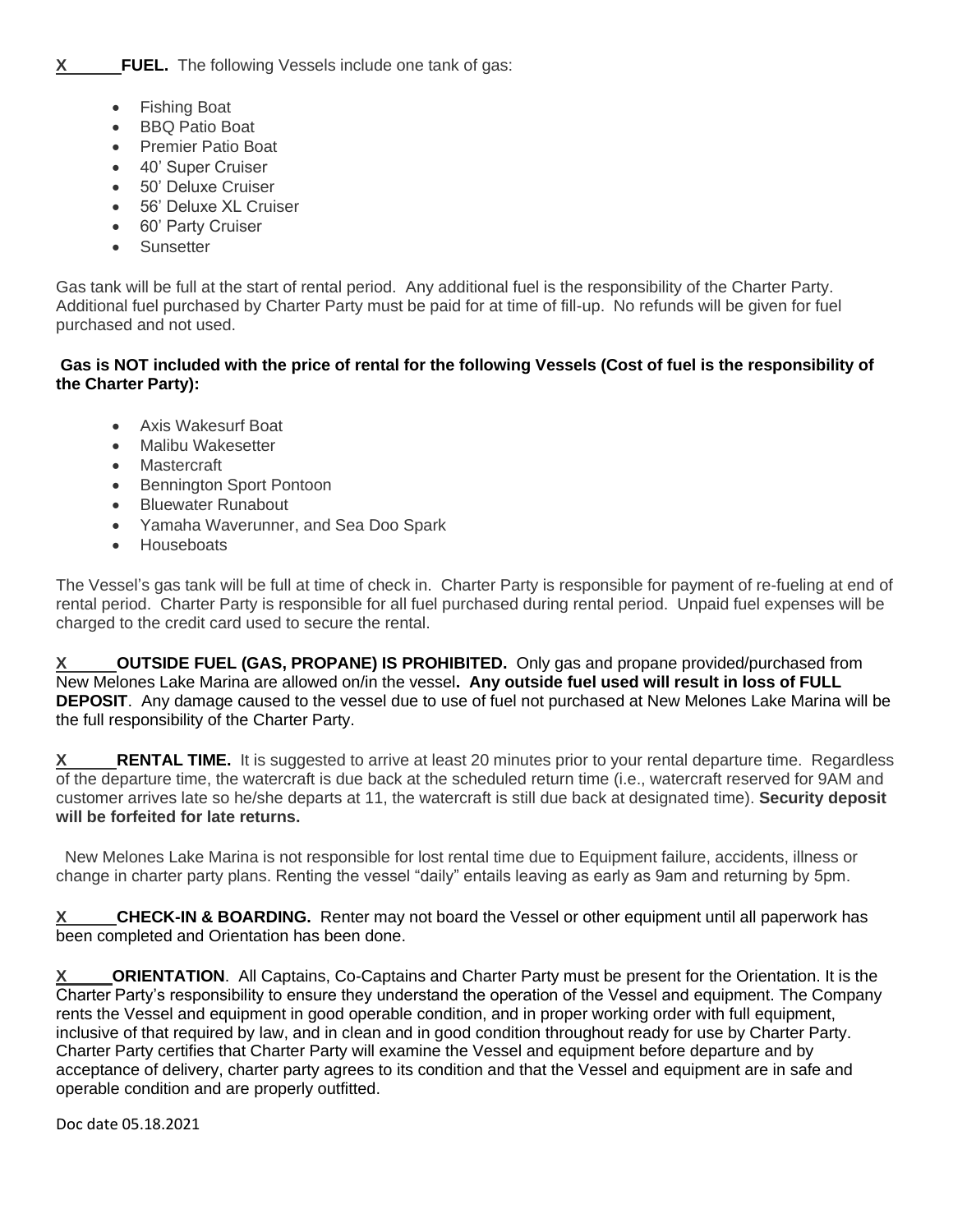**X** **FUEL.** The following Vessels include one tank of gas:

- Fishing Boat
- BBQ Patio Boat
- Premier Patio Boat
- 40' Super Cruiser
- 50' Deluxe Cruiser
- 56' Deluxe XL Cruiser
- 60' Party Cruiser
- Sunsetter

Gas tank will be full at the start of rental period. Any additional fuel is the responsibility of the Charter Party. Additional fuel purchased by Charter Party must be paid for at time of fill-up. No refunds will be given for fuel purchased and not used.

**Gas is NOT included with the price of rental for the following Vessels (Cost of fuel is the responsibility of the Charter Party):**

- Axis Wakesurf Boat
- Malibu Wakesetter
- Mastercraft
- Bennington Sport Pontoon
- Bluewater Runabout
- Yamaha Waverunner, and Sea Doo Spark
- Houseboats

The Vessel's gas tank will be full at time of check in. Charter Party is responsible for payment of re-fueling at end of rental period. Charter Party is responsible for all fuel purchased during rental period. Unpaid fuel expenses will be charged to the credit card used to secure the rental.

**X** **OUTSIDE FUEL (GAS, PROPANE) IS PROHIBITED.** Only gas and propane provided/purchased from New Melones Lake Marina are allowed on/in the vessel**. Any outside fuel used will result in loss of FULL DEPOSIT**. Any damage caused to the vessel due to use of fuel not purchased at New Melones Lake Marina will be the full responsibility of the Charter Party.

**X** **RENTAL TIME.** It is suggested to arrive at least 20 minutes prior to your rental departure time. Regardless of the departure time, the watercraft is due back at the scheduled return time (i.e., watercraft reserved for 9AM and customer arrives late so he/she departs at 11, the watercraft is still due back at designated time). **Security deposit will be forfeited for late returns.**

New Melones Lake Marina is not responsible for lost rental time due to Equipment failure, accidents, illness or change in charter party plans. Renting the vessel "daily" entails leaving as early as 9am and returning by 5pm.

**X** **CHECK-IN & BOARDING.** Renter may not board the Vessel or other equipment until all paperwork has been completed and Orientation has been done.

**X** **ORIENTATION**. All Captains, Co-Captains and Charter Party must be present for the Orientation. It is the Charter Party's responsibility to ensure they understand the operation of the Vessel and equipment. The Company rents the Vessel and equipment in good operable condition, and in proper working order with full equipment, inclusive of that required by law, and in clean and in good condition throughout ready for use by Charter Party. Charter Party certifies that Charter Party will examine the Vessel and equipment before departure and by acceptance of delivery, charter party agrees to its condition and that the Vessel and equipment are in safe and operable condition and are properly outfitted.

Doc date 05.18.2021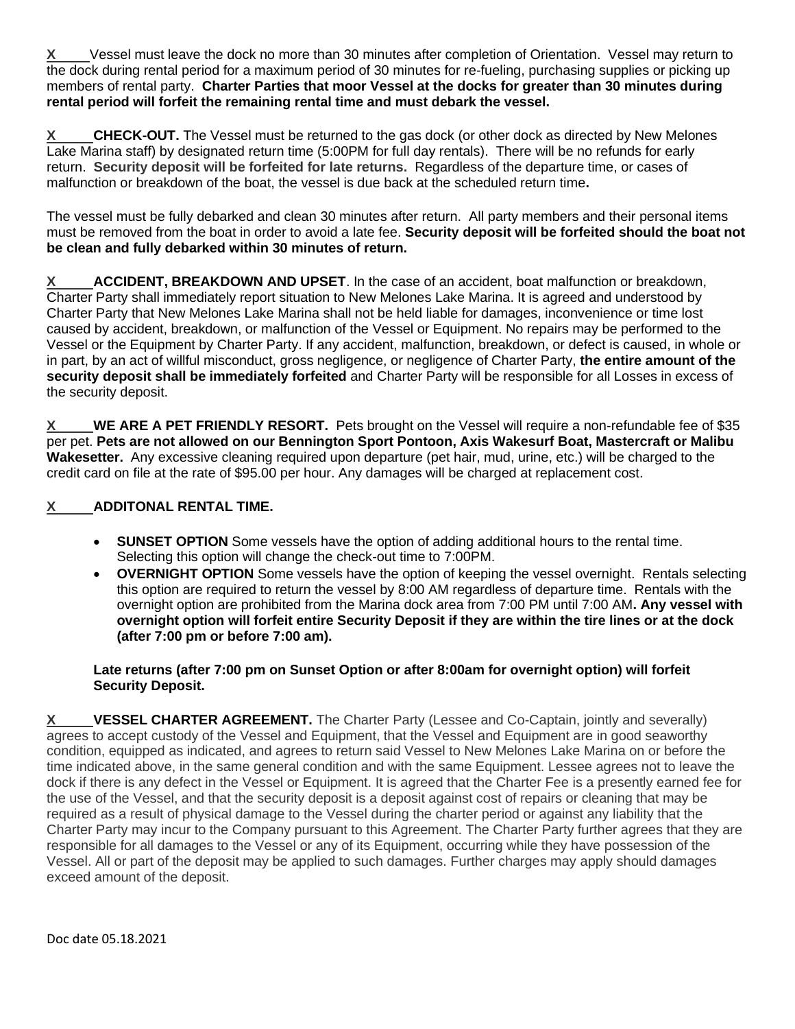**X**\_\_\_\_\_ Vessel must leave the dock no more than 30 minutes after completion of Orientation. Vessel may return to the dock during rental period for a maximum period of 30 minutes for re-fueling, purchasing supplies or picking up members of rental party. **Charter Parties that moor Vessel at the docks for greater than 30 minutes during rental period will forfeit the remaining rental time and must debark the vessel.**

**X**\_\_\_\_\_ **CHECK-OUT.** The Vessel must be returned to the gas dock (or other dock as directed by New Melones Lake Marina staff) by designated return time (5:00PM for full day rentals). There will be no refunds for early return. **Security deposit will be forfeited for late returns.** Regardless of the departure time, or cases of malfunction or breakdown of the boat, the vessel is due back at the scheduled return time**.**

The vessel must be fully debarked and clean 30 minutes after return. All party members and their personal items must be removed from the boat in order to avoid a late fee. **Security deposit will be forfeited should the boat not be clean and fully debarked within 30 minutes of return.**

**X**\_\_\_\_\_ **ACCIDENT, BREAKDOWN AND UPSET**. In the case of an accident, boat malfunction or breakdown, Charter Party shall immediately report situation to New Melones Lake Marina. It is agreed and understood by Charter Party that New Melones Lake Marina shall not be held liable for damages, inconvenience or time lost caused by accident, breakdown, or malfunction of the Vessel or Equipment. No repairs may be performed to the Vessel or the Equipment by Charter Party. If any accident, malfunction, breakdown, or defect is caused, in whole or in part, by an act of willful misconduct, gross negligence, or negligence of Charter Party, **the entire amount of the security deposit shall be immediately forfeited** and Charter Party will be responsible for all Losses in excess of the security deposit.

**X**\_\_\_\_\_ **WE ARE A PET FRIENDLY RESORT.** Pets brought on the Vessel will require a non-refundable fee of $35 per pet. **Pets are not allowed on our Bennington Sport Pontoon, Axis Wakesurf Boat, Mastercraft or Malibu Wakesetter.** Any excessive cleaning required upon departure (pet hair, mud, urine, etc.) will be charged to the credit card on file at the rate of $95.00 per hour. Any damages will be charged at replacement cost.

**X**\_\_\_\_\_ **ADDITONAL RENTAL TIME.**

- **SUNSET OPTION** Some vessels have the option of adding additional hours to the rental time. Selecting this option will change the check-out time to 7:00PM.
- **OVERNIGHT OPTION** Some vessels have the option of keeping the vessel overnight. Rentals selecting this option are required to return the vessel by 8:00 AM regardless of departure time. Rentals with the overnight option are prohibited from the Marina dock area from 7:00 PM until 7:00 AM**. Any vessel with overnight option will forfeit entire Security Deposit if they are within the tire lines or at the dock (after 7:00 pm or before 7:00 am).**

**Late returns (after 7:00 pm on Sunset Option or after 8:00am for overnight option) will forfeit Security Deposit.**

**X**\_\_\_\_\_ **VESSEL CHARTER AGREEMENT.** The Charter Party (Lessee and Co-Captain, jointly and severally) agrees to accept custody of the Vessel and Equipment, that the Vessel and Equipment are in good seaworthy condition, equipped as indicated, and agrees to return said Vessel to New Melones Lake Marina on or before the time indicated above, in the same general condition and with the same Equipment. Lessee agrees not to leave the dock if there is any defect in the Vessel or Equipment. It is agreed that the Charter Fee is a presently earned fee for the use of the Vessel, and that the security deposit is a deposit against cost of repairs or cleaning that may be required as a result of physical damage to the Vessel during the charter period or against any liability that the Charter Party may incur to the Company pursuant to this Agreement. The Charter Party further agrees that they are responsible for all damages to the Vessel or any of its Equipment, occurring while they have possession of the Vessel. All or part of the deposit may be applied to such damages. Further charges may apply should damages exceed amount of the deposit.

Doc date 05.18.2021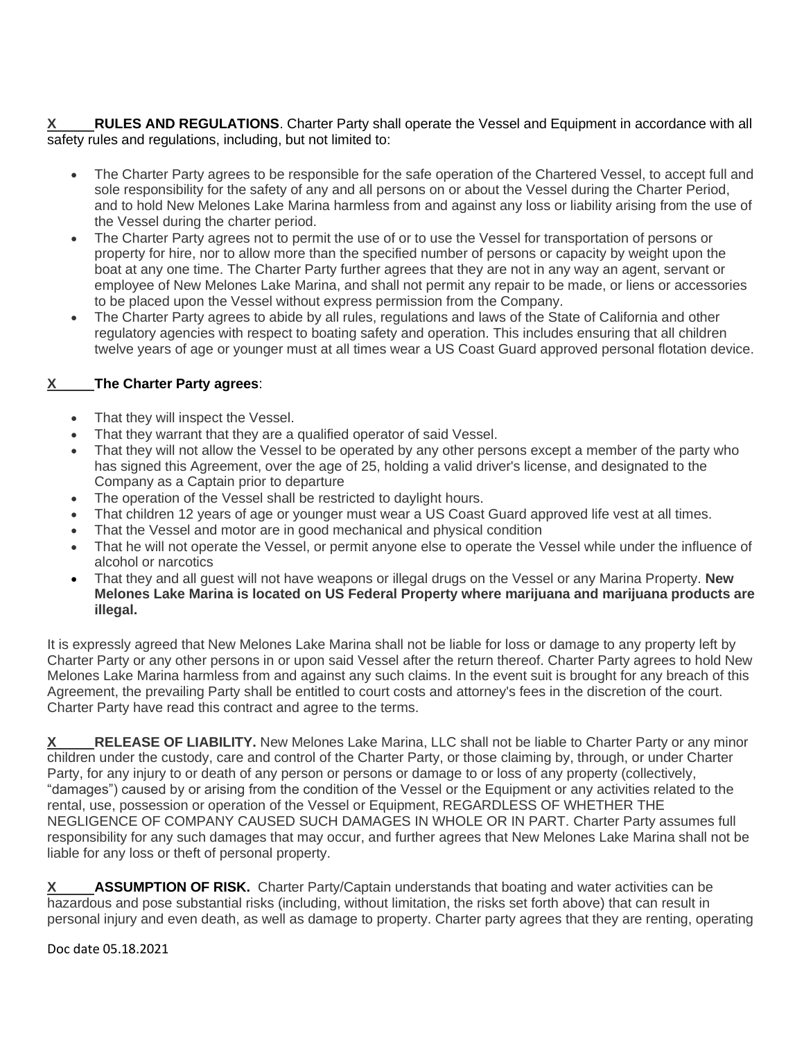X\_\_\_\_\_ **RULES AND REGULATIONS**. Charter Party shall operate the Vessel and Equipment in accordance with all safety rules and regulations, including, but not limited to:

- The Charter Party agrees to be responsible for the safe operation of the Chartered Vessel, to accept full and sole responsibility for the safety of any and all persons on or about the Vessel during the Charter Period, and to hold New Melones Lake Marina harmless from and against any loss or liability arising from the use of the Vessel during the charter period.
- The Charter Party agrees not to permit the use of or to use the Vessel for transportation of persons or property for hire, nor to allow more than the specified number of persons or capacity by weight upon the boat at any one time. The Charter Party further agrees that they are not in any way an agent, servant or employee of New Melones Lake Marina, and shall not permit any repair to be made, or liens or accessories to be placed upon the Vessel without express permission from the Company.
- The Charter Party agrees to abide by all rules, regulations and laws of the State of California and other regulatory agencies with respect to boating safety and operation. This includes ensuring that all children twelve years of age or younger must at all times wear a US Coast Guard approved personal flotation device.

X\_\_\_\_\_ **The Charter Party agrees**:

- That they will inspect the Vessel.
- That they warrant that they are a qualified operator of said Vessel.
- That they will not allow the Vessel to be operated by any other persons except a member of the party who has signed this Agreement, over the age of 25, holding a valid driver's license, and designated to the Company as a Captain prior to departure
- The operation of the Vessel shall be restricted to daylight hours.
- That children 12 years of age or younger must wear a US Coast Guard approved life vest at all times.
- That the Vessel and motor are in good mechanical and physical condition
- That he will not operate the Vessel, or permit anyone else to operate the Vessel while under the influence of alcohol or narcotics
- That they and all guest will not have weapons or illegal drugs on the Vessel or any Marina Property. **New Melones Lake Marina is located on US Federal Property where marijuana and marijuana products are illegal.**

It is expressly agreed that New Melones Lake Marina shall not be liable for loss or damage to any property left by Charter Party or any other persons in or upon said Vessel after the return thereof. Charter Party agrees to hold New Melones Lake Marina harmless from and against any such claims. In the event suit is brought for any breach of this Agreement, the prevailing Party shall be entitled to court costs and attorney's fees in the discretion of the court. Charter Party have read this contract and agree to the terms.

X\_\_\_\_\_ **RELEASE OF LIABILITY.** New Melones Lake Marina, LLC shall not be liable to Charter Party or any minor children under the custody, care and control of the Charter Party, or those claiming by, through, or under Charter Party, for any injury to or death of any person or persons or damage to or loss of any property (collectively, "damages") caused by or arising from the condition of the Vessel or the Equipment or any activities related to the rental, use, possession or operation of the Vessel or Equipment, REGARDLESS OF WHETHER THE NEGLIGENCE OF COMPANY CAUSED SUCH DAMAGES IN WHOLE OR IN PART. Charter Party assumes full responsibility for any such damages that may occur, and further agrees that New Melones Lake Marina shall not be liable for any loss or theft of personal property.

X\_\_\_\_\_ **ASSUMPTION OF RISK.** Charter Party/Captain understands that boating and water activities can be hazardous and pose substantial risks (including, without limitation, the risks set forth above) that can result in personal injury and even death, as well as damage to property. Charter party agrees that they are renting, operating

Doc date 05.18.2021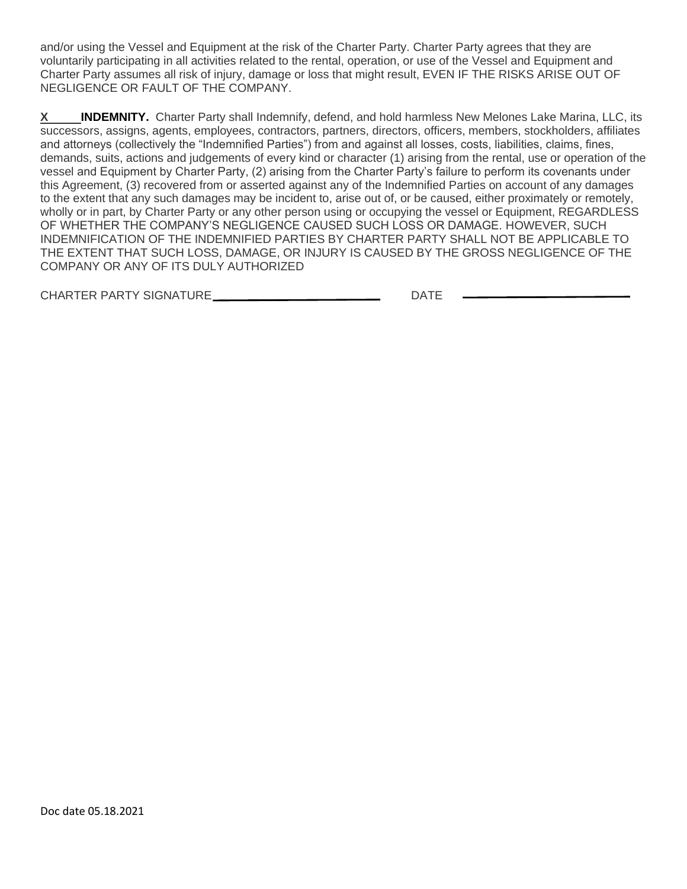and/or using the Vessel and Equipment at the risk of the Charter Party. Charter Party agrees that they are voluntarily participating in all activities related to the rental, operation, or use of the Vessel and Equipment and Charter Party assumes all risk of injury, damage or loss that might result, EVEN IF THE RISKS ARISE OUT OF NEGLIGENCE OR FAULT OF THE COMPANY.

X\_\_\_\_\_ **INDEMNITY.** Charter Party shall Indemnify, defend, and hold harmless New Melones Lake Marina, LLC, its successors, assigns, agents, employees, contractors, partners, directors, officers, members, stockholders, affiliates and attorneys (collectively the "Indemnified Parties") from and against all losses, costs, liabilities, claims, fines, demands, suits, actions and judgements of every kind or character (1) arising from the rental, use or operation of the vessel and Equipment by Charter Party, (2) arising from the Charter Party's failure to perform its covenants under this Agreement, (3) recovered from or asserted against any of the Indemnified Parties on account of any damages to the extent that any such damages may be incident to, arise out of, or be caused, either proximately or remotely, wholly or in part, by Charter Party or any other person using or occupying the vessel or Equipment, REGARDLESS OF WHETHER THE COMPANY'S NEGLIGENCE CAUSED SUCH LOSS OR DAMAGE. HOWEVER, SUCH INDEMNIFICATION OF THE INDEMNIFIED PARTIES BY CHARTER PARTY SHALL NOT BE APPLICABLE TO THE EXTENT THAT SUCH LOSS, DAMAGE, OR INJURY IS CAUSED BY THE GROSS NEGLIGENCE OF THE COMPANY OR ANY OF ITS DULY AUTHORIZED

CHARTER PARTY SIGNATURE\_\_\_\_\_\_\_\_\_\_\_\_\_\_\_\_\_\_\_\_\_\_\_\_ DATE \_\_\_\_\_\_\_\_\_\_\_\_\_\_\_\_\_\_\_\_\_\_\_\_

Doc date 05.18.2021